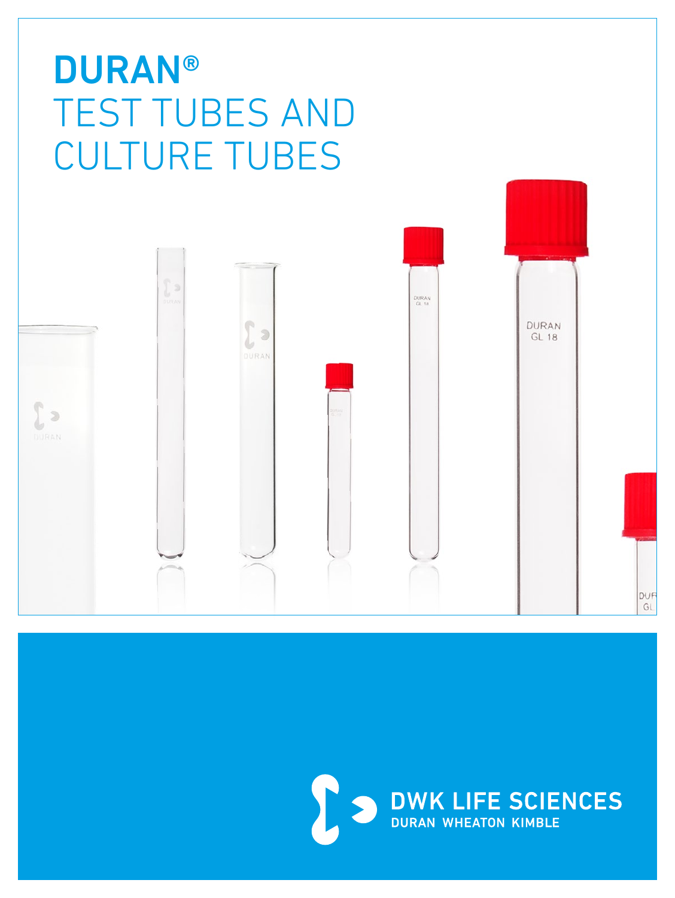# DURAN®
# TEST TUBES AND CULTURE TUBES

DWK LIFE SCIENCES

DURAN WHEATON KIMBLE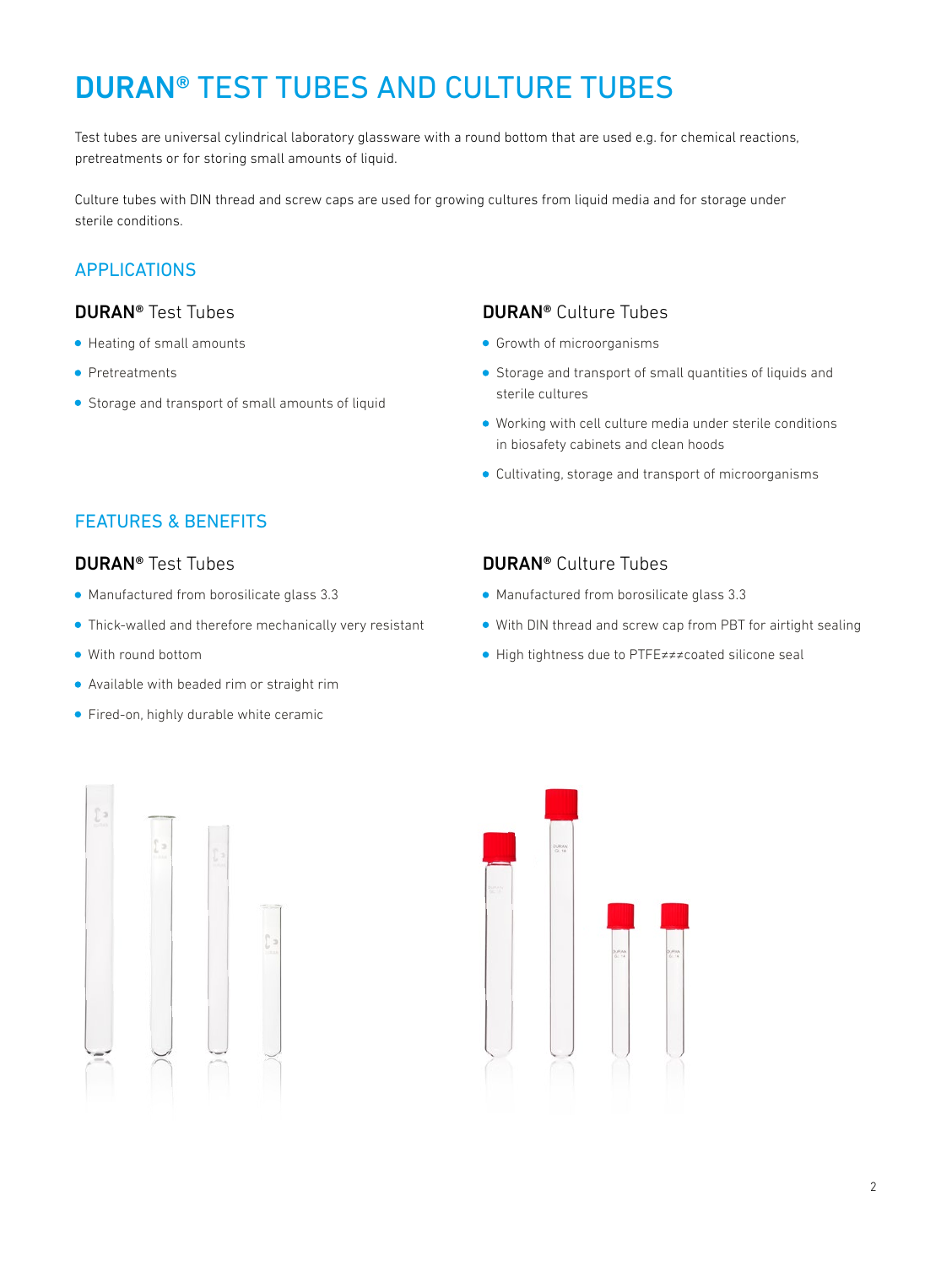# DURAN® TEST TUBES AND CULTURE TUBES

Test tubes are universal cylindrical laboratory glassware with a round bottom that are used e.g. for chemical reactions, pretreatments or for storing small amounts of liquid.

Culture tubes with DIN thread and screw caps are used for growing cultures from liquid media and for storage under sterile conditions.

## APPLICATIONS

### **DURAN®** Test Tubes

- Heating of small amounts
- Pretreatments
- Storage and transport of small amounts of liquid

### **DURAN®** Culture Tubes

- Growth of microorganisms
- Storage and transport of small quantities of liquids and sterile cultures
- Working with cell culture media under sterile conditions in biosafety cabinets and clean hoods
- Cultivating, storage and transport of microorganisms

## FEATURES & BENEFITS

### **DURAN®** Test Tubes

- Manufactured from borosilicate glass 3.3
- Thick-walled and therefore mechanically very resistant
- With round bottom
- Available with beaded rim or straight rim
- Fired-on, highly durable white ceramic

### **DURAN®** Culture Tubes

- Manufactured from borosilicate glass 3.3
- With DIN thread and screw cap from PBT for airtight sealing
- High tightness due to PTFE≠≠≠coated silicone seal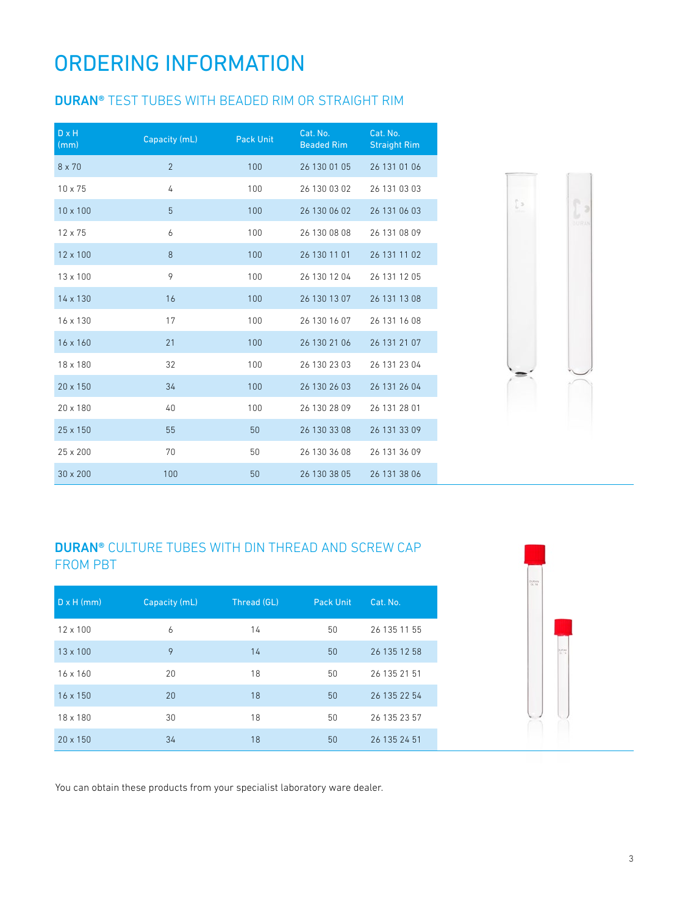# ORDERING INFORMATION

## **DURAN®** TEST TUBES WITH BEADED RIM OR STRAIGHT RIM

| D x H (mm) | Capacity (mL) | Pack Unit | Cat. No. Beaded Rim | Cat. No. Straight Rim |
|---|---|---|---|---|
| 8 x 70 | 2 | 100 | 26 130 01 05 | 26 131 01 06 |
| 10 x 75 | 4 | 100 | 26 130 03 02 | 26 131 03 03 |
| 10 x 100 | 5 | 100 | 26 130 06 02 | 26 131 06 03 |
| 12 x 75 | 6 | 100 | 26 130 08 08 | 26 131 08 09 |
| 12 x 100 | 8 | 100 | 26 130 11 01 | 26 131 11 02 |
| 13 x 100 | 9 | 100 | 26 130 12 04 | 26 131 12 05 |
| 14 x 130 | 16 | 100 | 26 130 13 07 | 26 131 13 08 |
| 16 x 130 | 17 | 100 | 26 130 16 07 | 26 131 16 08 |
| 16 x 160 | 21 | 100 | 26 130 21 06 | 26 131 21 07 |
| 18 x 180 | 32 | 100 | 26 130 23 03 | 26 131 23 04 |
| 20 x 150 | 34 | 100 | 26 130 26 03 | 26 131 26 04 |
| 20 x 180 | 40 | 100 | 26 130 28 09 | 26 131 28 01 |
| 25 x 150 | 55 | 50 | 26 130 33 08 | 26 131 33 09 |
| 25 x 200 | 70 | 50 | 26 130 36 08 | 26 131 36 09 |
| 30 x 200 | 100 | 50 | 26 130 38 05 | 26 131 38 06 |

## **DURAN®** CULTURE TUBES WITH DIN THREAD AND SCREW CAP FROM PBT

| D x H (mm) | Capacity (mL) | Thread (GL) | Pack Unit | Cat. No. |
|---|---|---|---|---|
| 12 x 100 | 6 | 14 | 50 | 26 135 11 55 |
| 13 x 100 | 9 | 14 | 50 | 26 135 12 58 |
| 16 x 160 | 20 | 18 | 50 | 26 135 21 51 |
| 16 x 150 | 20 | 18 | 50 | 26 135 22 54 |
| 18 x 180 | 30 | 18 | 50 | 26 135 23 57 |
| 20 x 150 | 34 | 18 | 50 | 26 135 24 51 |

You can obtain these products from your specialist laboratory ware dealer.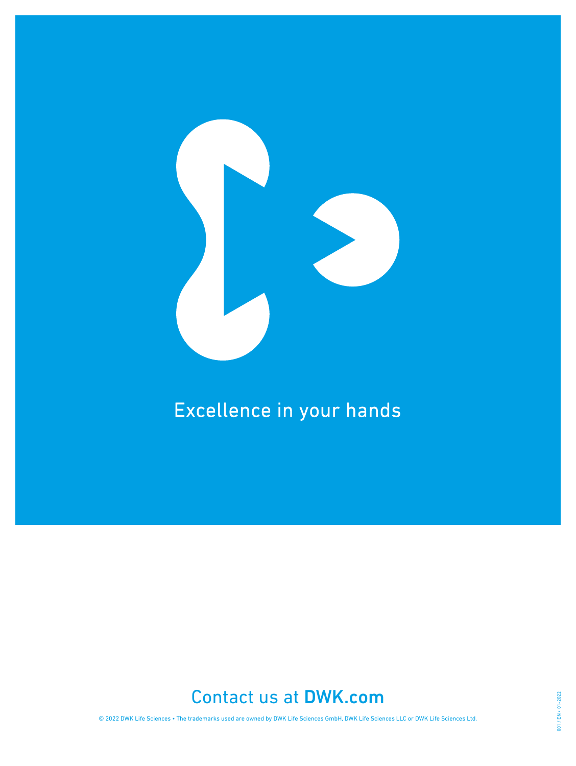Excellence in your hands

Contact us at **DWK.com**

© 2022 DWK Life Sciences • The trademarks used are owned by DWK Life Sciences GmbH, DWK Life Sciences LLC or DWK Life Sciences Ltd.

001 / EN • 01-2022